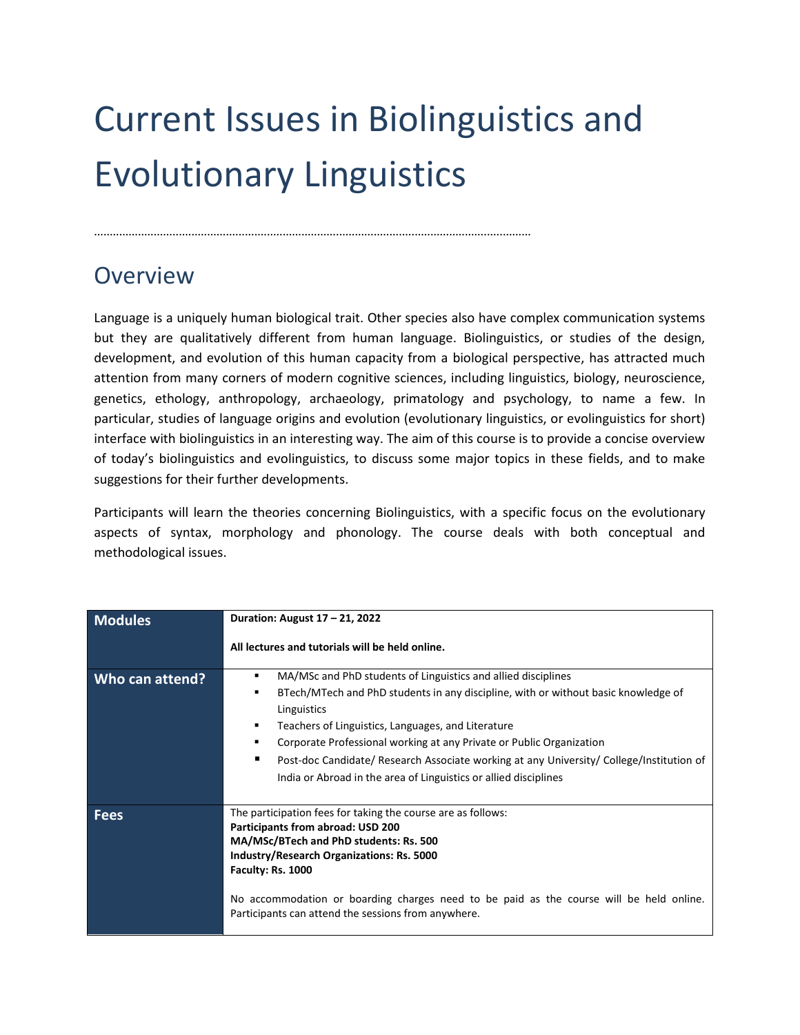# Current Issues in Biolinguistics and Evolutionary Linguistics

……………………………………………………………………………………………………………………………

## Overview

Language is a uniquely human biological trait. Other species also have complex communication systems but they are qualitatively different from human language. Biolinguistics, or studies of the design, development, and evolution of this human capacity from a biological perspective, has attracted much attention from many corners of modern cognitive sciences, including linguistics, biology, neuroscience, genetics, ethology, anthropology, archaeology, primatology and psychology, to name a few. In particular, studies of language origins and evolution (evolutionary linguistics, or evolinguistics for short) interface with biolinguistics in an interesting way. The aim of this course is to provide a concise overview of today's biolinguistics and evolinguistics, to discuss some major topics in these fields, and to make suggestions for their further developments.

Participants will learn the theories concerning Biolinguistics, with a specific focus on the evolutionary aspects of syntax, morphology and phonology. The course deals with both conceptual and methodological issues.

| | |
|---|---|
| **Modules** | **Duration: August 17 – 21, 2022**<br><br>**All lectures and tutorials will be held online.** |
| **Who can attend?** | ▪ MA/MSc and PhD students of Linguistics and allied disciplines<br>▪ BTech/MTech and PhD students in any discipline, with or without basic knowledge of Linguistics<br>▪ Teachers of Linguistics, Languages, and Literature<br>▪ Corporate Professional working at any Private or Public Organization<br>▪ Post-doc Candidate/ Research Associate working at any University/ College/Institution of India or Abroad in the area of Linguistics or allied disciplines |
| **Fees** | The participation fees for taking the course are as follows:<br>**Participants from abroad: USD 200**<br>**MA/MSc/BTech and PhD students: Rs. 500**<br>**Industry/Research Organizations: Rs. 5000**<br>**Faculty: Rs. 1000**<br><br>No accommodation or boarding charges need to be paid as the course will be held online. Participants can attend the sessions from anywhere. |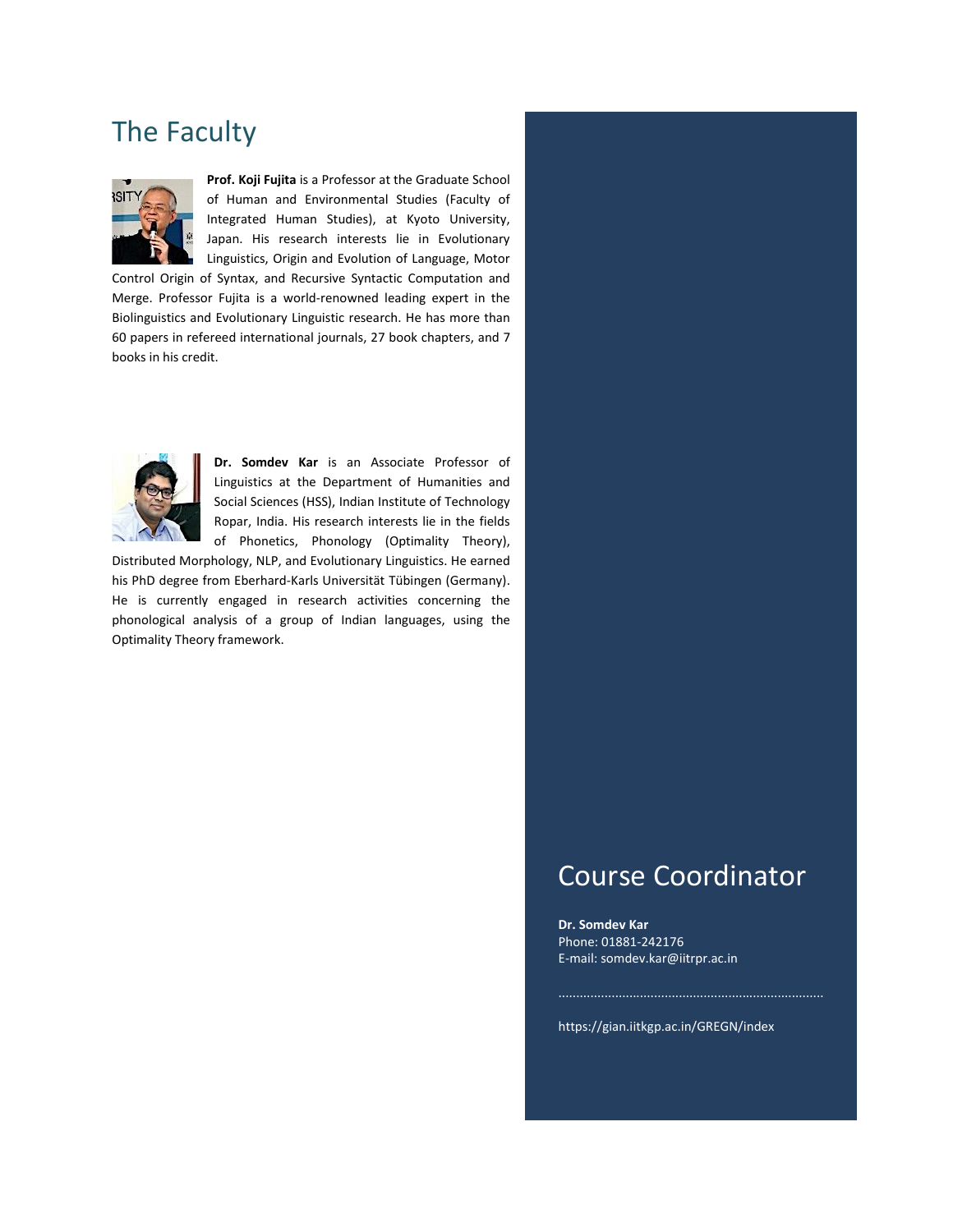# The Faculty

**Prof. Koji Fujita** is a Professor at the Graduate School of Human and Environmental Studies (Faculty of Integrated Human Studies), at Kyoto University, Japan. His research interests lie in Evolutionary Linguistics, Origin and Evolution of Language, Motor Control Origin of Syntax, and Recursive Syntactic Computation and Merge. Professor Fujita is a world-renowned leading expert in the Biolinguistics and Evolutionary Linguistic research. He has more than 60 papers in refereed international journals, 27 book chapters, and 7 books in his credit.

**Dr. Somdev Kar** is an Associate Professor of Linguistics at the Department of Humanities and Social Sciences (HSS), Indian Institute of Technology Ropar, India. His research interests lie in the fields of Phonetics, Phonology (Optimality Theory), Distributed Morphology, NLP, and Evolutionary Linguistics. He earned his PhD degree from Eberhard-Karls Universität Tübingen (Germany). He is currently engaged in research activities concerning the phonological analysis of a group of Indian languages, using the Optimality Theory framework.

## Course Coordinator

**Dr. Somdev Kar**
Phone: 01881-242176
E-mail: somdev.kar@iitrpr.ac.in

https://gian.iitkgp.ac.in/GREGN/index